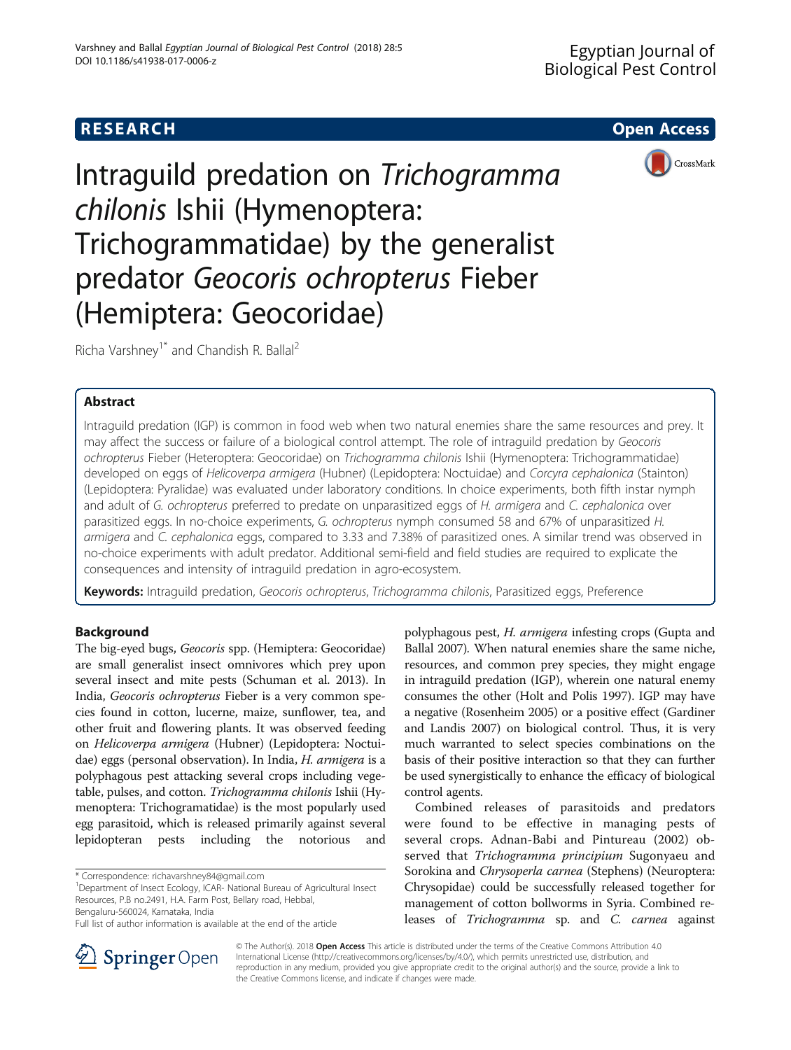**RESEARCH** **Open Access**

# Intraguild predation on *Trichogramma chilonis* Ishii (Hymenoptera: Trichogrammatidae) by the generalist predator *Geocoris ochropterus* Fieber (Hemiptera: Geocoridae)

Richa Varshney[1*] and Chandish R. Ballal[2]

## Abstract

Intraguild predation (IGP) is common in food web when two natural enemies share the same resources and prey. It may affect the success or failure of a biological control attempt. The role of intraguild predation by *Geocoris ochropterus* Fieber (Heteroptera: Geocoridae) on *Trichogramma chilonis* Ishii (Hymenoptera: Trichogrammatidae) developed on eggs of *Helicoverpa armigera* (Hubner) (Lepidoptera: Noctuidae) and *Corcyra cephalonica* (Stainton) (Lepidoptera: Pyralidae) was evaluated under laboratory conditions. In choice experiments, both fifth instar nymph and adult of *G. ochropterus* preferred to predate on unparasitized eggs of *H. armigera* and *C. cephalonica* over parasitized eggs. In no-choice experiments, *G. ochropterus* nymph consumed 58 and 67% of unparasitized *H. armigera* and *C. cephalonica* eggs, compared to 3.33 and 7.38% of parasitized ones. A similar trend was observed in no-choice experiments with adult predator. Additional semi-field and field studies are required to explicate the consequences and intensity of intraguild predation in agro-ecosystem.

**Keywords:** Intraguild predation, *Geocoris ochropterus*, *Trichogramma chilonis*, Parasitized eggs, Preference

## Background

The big-eyed bugs, *Geocoris* spp. (Hemiptera: Geocoridae) are small generalist insect omnivores which prey upon several insect and mite pests (Schuman et al. 2013). In India, *Geocoris ochropterus* Fieber is a very common species found in cotton, lucerne, maize, sunflower, tea, and other fruit and flowering plants. It was observed feeding on *Helicoverpa armigera* (Hubner) (Lepidoptera: Noctuidae) eggs (personal observation). In India, *H. armigera* is a polyphagous pest attacking several crops including vegetable, pulses, and cotton. *Trichogramma chilonis* Ishii (Hymenoptera: Trichogramatidae) is the most popularly used egg parasitoid, which is released primarily against several lepidopteran pests including the notorious and polyphagous pest, *H. armigera* infesting crops (Gupta and Ballal 2007). When natural enemies share the same niche, resources, and common prey species, they might engage in intraguild predation (IGP), wherein one natural enemy consumes the other (Holt and Polis 1997). IGP may have a negative (Rosenheim 2005) or a positive effect (Gardiner and Landis 2007) on biological control. Thus, it is very much warranted to select species combinations on the basis of their positive interaction so that they can further be used synergistically to enhance the efficacy of biological control agents.

Combined releases of parasitoids and predators were found to be effective in managing pests of several crops. Adnan-Babi and Pintureau (2002) observed that *Trichogramma principium* Sugonyaeu and Sorokina and *Chrysoperla carnea* (Stephens) (Neuroptera: Chrysopidae) could be successfully released together for management of cotton bollworms in Syria. Combined releases of *Trichogramma* sp. and *C. carnea* against

\* Correspondence: richavarshney84@gmail.com
[1]Department of Insect Ecology, ICAR- National Bureau of Agricultural Insect Resources, P.B no.2491, H.A. Farm Post, Bellary road, Hebbal, Bengaluru-560024, Karnataka, India
Full list of author information is available at the end of the article

© The Author(s). 2018 **Open Access** This article is distributed under the terms of the Creative Commons Attribution 4.0 International License (http://creativecommons.org/licenses/by/4.0/), which permits unrestricted use, distribution, and reproduction in any medium, provided you give appropriate credit to the original author(s) and the source, provide a link to the Creative Commons license, and indicate if changes were made.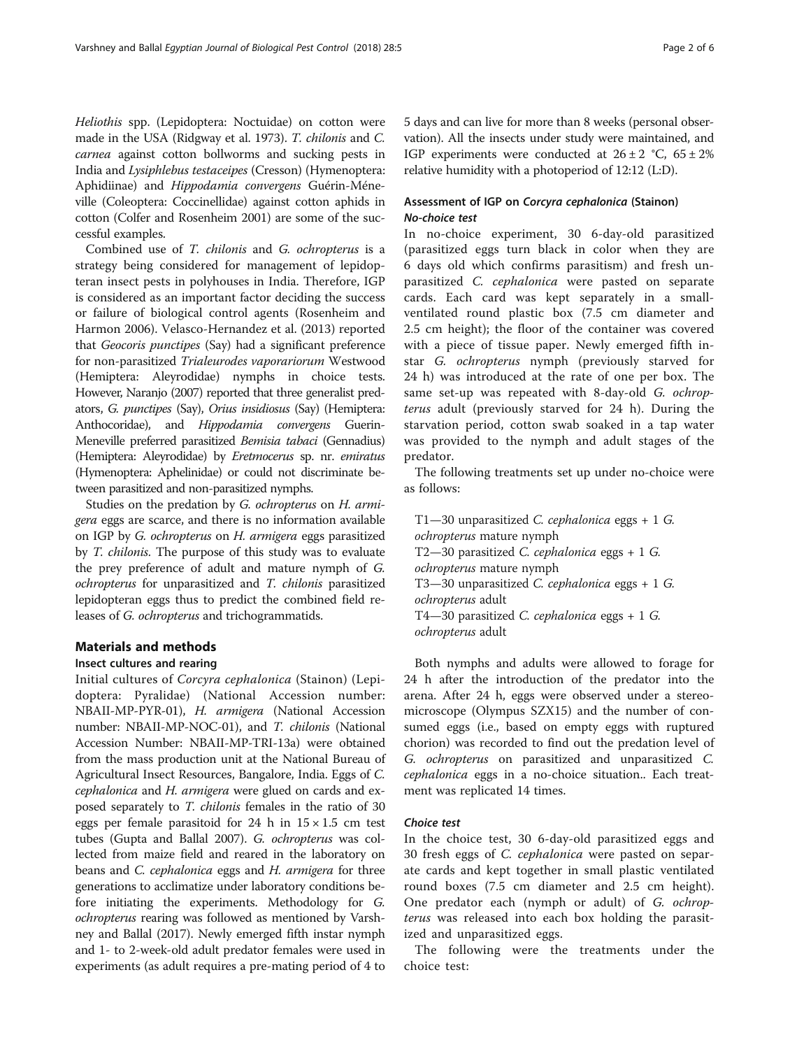*Heliothis* spp. (Lepidoptera: Noctuidae) on cotton were made in the USA (Ridgway et al. 1973). *T. chilonis* and *C. carnea* against cotton bollworms and sucking pests in India and *Lysiphlebus testaceipes* (Cresson) (Hymenoptera: Aphidiinae) and *Hippodamia convergens* Guérin-Méneville (Coleoptera: Coccinellidae) against cotton aphids in cotton (Colfer and Rosenheim 2001) are some of the successful examples.

Combined use of *T. chilonis* and *G. ochropterus* is a strategy being considered for management of lepidopteran insect pests in polyhouses in India. Therefore, IGP is considered as an important factor deciding the success or failure of biological control agents (Rosenheim and Harmon 2006). Velasco-Hernandez et al. (2013) reported that *Geocoris punctipes* (Say) had a significant preference for non-parasitized *Trialeurodes vaporariorum* Westwood (Hemiptera: Aleyrodidae) nymphs in choice tests. However, Naranjo (2007) reported that three generalist predators, *G. punctipes* (Say), *Orius insidiosus* (Say) (Hemiptera: Anthocoridae), and *Hippodamia convergens* Guerin-Meneville preferred parasitized *Bemisia tabaci* (Gennadius) (Hemiptera: Aleyrodidae) by *Eretmocerus* sp. nr. *emiratus* (Hymenoptera: Aphelinidae) or could not discriminate between parasitized and non-parasitized nymphs.

Studies on the predation by *G. ochropterus* on *H. armigera* eggs are scarce, and there is no information available on IGP by *G. ochropterus* on *H. armigera* eggs parasitized by *T. chilonis*. The purpose of this study was to evaluate the prey preference of adult and mature nymph of *G. ochropterus* for unparasitized and *T. chilonis* parasitized lepidopteran eggs thus to predict the combined field releases of *G. ochropterus* and trichogrammatids.

## Materials and methods

### Insect cultures and rearing

Initial cultures of *Corcyra cephalonica* (Stainon) (Lepidoptera: Pyralidae) (National Accession number: NBAII-MP-PYR-01), *H. armigera* (National Accession number: NBAII-MP-NOC-01), and *T. chilonis* (National Accession Number: NBAII-MP-TRI-13a) were obtained from the mass production unit at the National Bureau of Agricultural Insect Resources, Bangalore, India. Eggs of *C. cephalonica* and *H. armigera* were glued on cards and exposed separately to *T. chilonis* females in the ratio of 30 eggs per female parasitoid for 24 h in 15 × 1.5 cm test tubes (Gupta and Ballal 2007). *G. ochropterus* was collected from maize field and reared in the laboratory on beans and *C. cephalonica* eggs and *H. armigera* for three generations to acclimatize under laboratory conditions before initiating the experiments. Methodology for *G. ochropterus* rearing was followed as mentioned by Varshney and Ballal (2017). Newly emerged fifth instar nymph and 1- to 2-week-old adult predator females were used in experiments (as adult requires a pre-mating period of 4 to 5 days and can live for more than 8 weeks (personal observation). All the insects under study were maintained, and IGP experiments were conducted at 26 ± 2 °C, 65 ± 2% relative humidity with a photoperiod of 12:12 (L:D).

### Assessment of IGP on *Corcyra cephalonica* (Stainon)

#### *No-choice test*

In no-choice experiment, 30 6-day-old parasitized (parasitized eggs turn black in color when they are 6 days old which confirms parasitism) and fresh unparasitized *C. cephalonica* were pasted on separate cards. Each card was kept separately in a small-ventilated round plastic box (7.5 cm diameter and 2.5 cm height); the floor of the container was covered with a piece of tissue paper. Newly emerged fifth instar *G. ochropterus* nymph (previously starved for 24 h) was introduced at the rate of one per box. The same set-up was repeated with 8-day-old *G. ochropterus* adult (previously starved for 24 h). During the starvation period, cotton swab soaked in a tap water was provided to the nymph and adult stages of the predator.

The following treatments set up under no-choice were as follows:

T1—30 unparasitized *C. cephalonica* eggs + 1 *G. ochropterus* mature nymph
T2—30 parasitized *C. cephalonica* eggs + 1 *G. ochropterus* mature nymph
T3—30 unparasitized *C. cephalonica* eggs + 1 *G. ochropterus* adult
T4—30 parasitized *C. cephalonica* eggs + 1 *G. ochropterus* adult

Both nymphs and adults were allowed to forage for 24 h after the introduction of the predator into the arena. After 24 h, eggs were observed under a stereomicroscope (Olympus SZX15) and the number of consumed eggs (i.e., based on empty eggs with ruptured chorion) was recorded to find out the predation level of *G. ochropterus* on parasitized and unparasitized *C. cephalonica* eggs in a no-choice situation.. Each treatment was replicated 14 times.

#### *Choice test*

In the choice test, 30 6-day-old parasitized eggs and 30 fresh eggs of *C. cephalonica* were pasted on separate cards and kept together in small plastic ventilated round boxes (7.5 cm diameter and 2.5 cm height). One predator each (nymph or adult) of *G. ochropterus* was released into each box holding the parasitized and unparasitized eggs.

The following were the treatments under the choice test: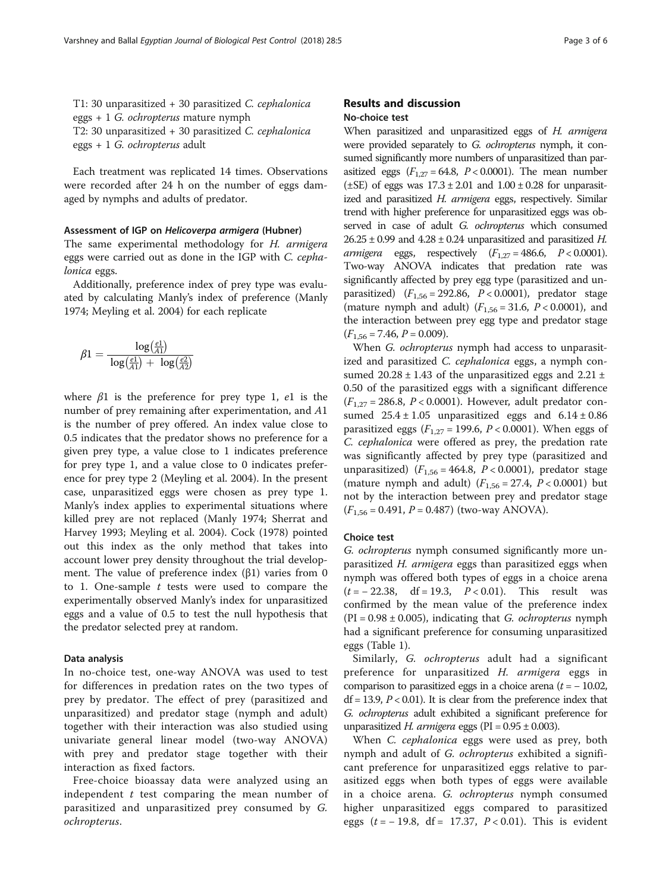T1: 30 unparasitized + 30 parasitized *C. cephalonica* eggs + 1 *G. ochropterus* mature nymph

T2: 30 unparasitized + 30 parasitized *C. cephalonica* eggs + 1 *G. ochropterus* adult

Each treatment was replicated 14 times. Observations were recorded after 24 h on the number of eggs damaged by nymphs and adults of predator.

#### Assessment of IGP on *Helicoverpa armigera* (Hubner)

The same experimental methodology for *H. armigera* eggs were carried out as done in the IGP with *C. cephalonica* eggs.

Additionally, preference index of prey type was evaluated by calculating Manly's index of preference (Manly 1974; Meyling et al. 2004) for each replicate

$$\beta 1 = \frac{\log\left(\frac{e1}{A1}\right)}{\log\left(\frac{e1}{A1}\right) + \log\left(\frac{e2}{A2}\right)}$$

where $\beta 1$ is the preference for prey type 1, $e1$ is the number of prey remaining after experimentation, and $A1$ is the number of prey offered. An index value close to 0.5 indicates that the predator shows no preference for a given prey type, a value close to 1 indicates preference for prey type 1, and a value close to 0 indicates preference for prey type 2 (Meyling et al. 2004). In the present case, unparasitized eggs were chosen as prey type 1. Manly's index applies to experimental situations where killed prey are not replaced (Manly 1974; Sherrat and Harvey 1993; Meyling et al. 2004). Cock (1978) pointed out this index as the only method that takes into account lower prey density throughout the trial development. The value of preference index (β1) varies from 0 to 1. One-sample *t* tests were used to compare the experimentally observed Manly's index for unparasitized eggs and a value of 0.5 to test the null hypothesis that the predator selected prey at random.

#### Data analysis

In no-choice test, one-way ANOVA was used to test for differences in predation rates on the two types of prey by predator. The effect of prey (parasitized and unparasitized) and predator stage (nymph and adult) together with their interaction was also studied using univariate general linear model (two-way ANOVA) with prey and predator stage together with their interaction as fixed factors.

Free-choice bioassay data were analyzed using an independent *t* test comparing the mean number of parasitized and unparasitized prey consumed by *G. ochropterus*.

## Results and discussion

### No-choice test

When parasitized and unparasitized eggs of *H. armigera* were provided separately to *G. ochropterus* nymph, it consumed significantly more numbers of unparasitized than parasitized eggs ($F_{1,27} = 64.8$, $P < 0.0001$). The mean number (±SE) of eggs was 17.3 ± 2.01 and 1.00 ± 0.28 for unparasitized and parasitized *H. armigera* eggs, respectively. Similar trend with higher preference for unparasitized eggs was observed in case of adult *G. ochropterus* which consumed 26.25 ± 0.99 and 4.28 ± 0.24 unparasitized and parasitized *H. armigera* eggs, respectively ($F_{1,27} = 486.6$, $P < 0.0001$). Two-way ANOVA indicates that predation rate was significantly affected by prey egg type (parasitized and unparasitized) ($F_{1,56} = 292.86$, $P < 0.0001$), predator stage (mature nymph and adult) ($F_{1,56} = 31.6$, $P < 0.0001$), and the interaction between prey egg type and predator stage ($F_{1,56} = 7.46$, $P = 0.009$).

When *G. ochropterus* nymph had access to unparasitized and parasitized *C. cephalonica* eggs, a nymph consumed 20.28 ± 1.43 of the unparasitized eggs and 2.21 ± 0.50 of the parasitized eggs with a significant difference ($F_{1,27} = 286.8$, $P < 0.0001$). However, adult predator consumed 25.4 ± 1.05 unparasitized eggs and 6.14 ± 0.86 parasitized eggs ($F_{1,27} = 199.6$, $P < 0.0001$). When eggs of *C. cephalonica* were offered as prey, the predation rate was significantly affected by prey type (parasitized and unparasitized) ($F_{1,56} = 464.8$, $P < 0.0001$), predator stage (mature nymph and adult) ($F_{1,56} = 27.4$, $P < 0.0001$) but not by the interaction between prey and predator stage ($F_{1,56} = 0.491$, $P = 0.487$) (two-way ANOVA).

### Choice test

*G. ochropterus* nymph consumed significantly more unparasitized *H. armigera* eggs than parasitized eggs when nymph was offered both types of eggs in a choice arena ($t = -22.38$, df = 19.3, $P < 0.01$). This result was confirmed by the mean value of the preference index (PI = 0.98 ± 0.005), indicating that *G. ochropterus* nymph had a significant preference for consuming unparasitized eggs (Table 1).

Similarly, *G. ochropterus* adult had a significant preference for unparasitized *H. armigera* eggs in comparison to parasitized eggs in a choice arena ($t = -10.02$, df = 13.9, $P < 0.01$). It is clear from the preference index that *G. ochropterus* adult exhibited a significant preference for unparasitized *H. armigera* eggs (PI = 0.95 ± 0.003).

When *C. cephalonica* eggs were used as prey, both nymph and adult of *G. ochropterus* exhibited a significant preference for unparasitized eggs relative to parasitized eggs when both types of eggs were available in a choice arena. *G. ochropterus* nymph consumed higher unparasitized eggs compared to parasitized eggs ($t = -19.8$, df = 17.37, $P < 0.01$). This is evident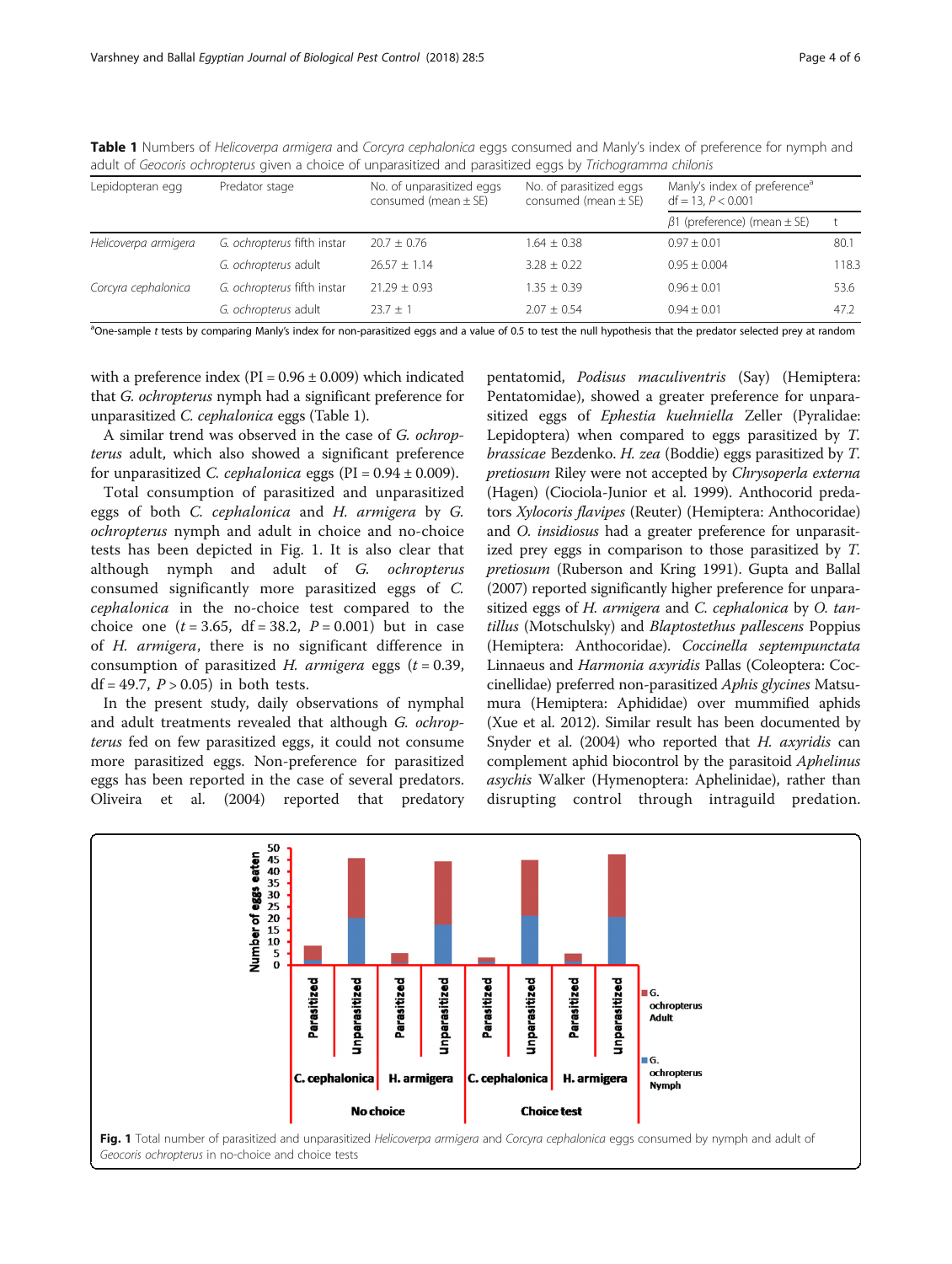**Table 1** Numbers of *Helicoverpa armigera* and *Corcyra cephalonica* eggs consumed and Manly's index of preference for nymph and adult of *Geocoris ochropterus* given a choice of unparasitized and parasitized eggs by *Trichogramma chilonis*

| Lepidopteran egg | Predator stage | No. of unparasitized eggs consumed (mean ± SE) | No. of parasitized eggs consumed (mean ± SE) | Manly's index of preference[a] df = 13, $P < 0.001$ | |
|---|---|---|---|---|---|
| | | | | $\beta 1$ (preference) (mean ± SE) | t |
| *Helicoverpa armigera* | *G. ochropterus* fifth instar | 20.7 ± 0.76 | 1.64 ± 0.38 | 0.97 ± 0.01 | 80.1 |
| | *G. ochropterus* adult | 26.57 ± 1.14 | 3.28 ± 0.22 | 0.95 ± 0.004 | 118.3 |
| *Corcyra cephalonica* | *G. ochropterus* fifth instar | 21.29 ± 0.93 | 1.35 ± 0.39 | 0.96 ± 0.01 | 53.6 |
| | *G. ochropterus* adult | 23.7 ± 1 | 2.07 ± 0.54 | 0.94 ± 0.01 | 47.2 |

[a]One-sample *t* tests by comparing Manly's index for non-parasitized eggs and a value of 0.5 to test the null hypothesis that the predator selected prey at random

with a preference index (PI = 0.96 ± 0.009) which indicated that *G. ochropterus* nymph had a significant preference for unparasitized *C. cephalonica* eggs (Table 1).

A similar trend was observed in the case of *G. ochropterus* adult, which also showed a significant preference for unparasitized *C. cephalonica* eggs (PI = 0.94 ± 0.009).

Total consumption of parasitized and unparasitized eggs of both *C. cephalonica* and *H. armigera* by *G. ochropterus* nymph and adult in choice and no-choice tests has been depicted in Fig. 1. It is also clear that although nymph and adult of *G. ochropterus* consumed significantly more parasitized eggs of *C. cephalonica* in the no-choice test compared to the choice one ($t = 3.65$, df = 38.2, $P = 0.001$) but in case of *H. armigera*, there is no significant difference in consumption of parasitized *H. armigera* eggs ($t = 0.39$, df = 49.7, $P > 0.05$) in both tests.

In the present study, daily observations of nymphal and adult treatments revealed that although *G. ochropterus* fed on few parasitized eggs, it could not consume more parasitized eggs. Non-preference for parasitized eggs has been reported in the case of several predators. Oliveira et al. (2004) reported that predatory pentatomid, *Podisus maculiventris* (Say) (Hemiptera: Pentatomidae), showed a greater preference for unparasitized eggs of *Ephestia kuehniella* Zeller (Pyralidae: Lepidoptera) when compared to eggs parasitized by *T. brassicae* Bezdenko. *H. zea* (Boddie) eggs parasitized by *T. pretiosum* Riley were not accepted by *Chrysoperla externa* (Hagen) (Ciociola-Junior et al. 1999). Anthocorid predators *Xylocoris flavipes* (Reuter) (Hemiptera: Anthocoridae) and *O. insidiosus* had a greater preference for unparasitized prey eggs in comparison to those parasitized by *T. pretiosum* (Ruberson and Kring 1991). Gupta and Ballal (2007) reported significantly higher preference for unparasitized eggs of *H. armigera* and *C. cephalonica* by *O. tantillus* (Motschulsky) and *Blaptostethus pallescens* Poppius (Hemiptera: Anthocoridae). *Coccinella septempunctata* Linnaeus and *Harmonia axyridis* Pallas (Coleoptera: Coccinellidae) preferred non-parasitized *Aphis glycines* Matsumura (Hemiptera: Aphididae) over mummified aphids (Xue et al. 2012). Similar result has been documented by Snyder et al. (2004) who reported that *H. axyridis* can complement aphid biocontrol by the parasitoid *Aphelinus asychis* Walker (Hymenoptera: Aphelinidae), rather than disrupting control through intraguild predation.

**Fig. 1** Total number of parasitized and unparasitized *Helicoverpa armigera* and *Corcyra cephalonica* eggs consumed by nymph and adult of *Geocoris ochropterus* in no-choice and choice tests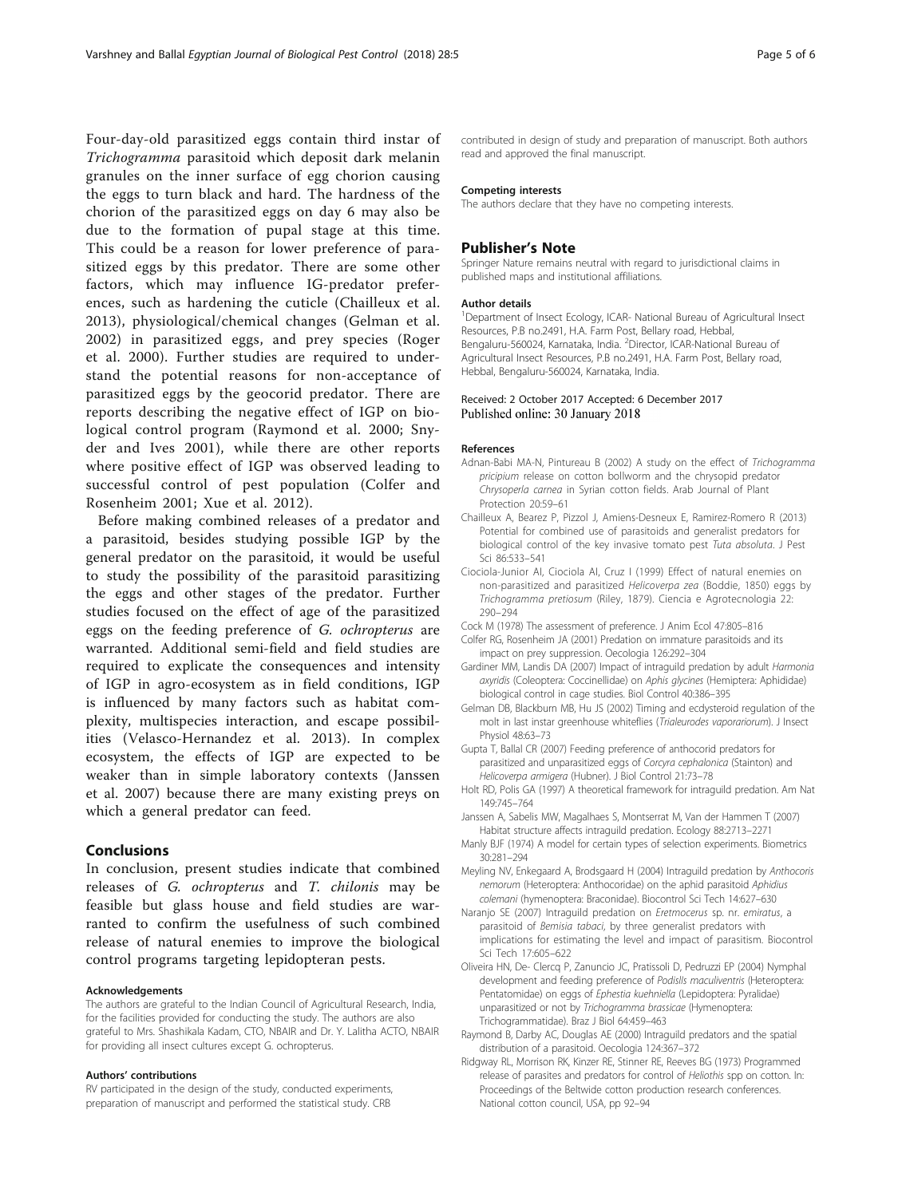Four-day-old parasitized eggs contain third instar of *Trichogramma* parasitoid which deposit dark melanin granules on the inner surface of egg chorion causing the eggs to turn black and hard. The hardness of the chorion of the parasitized eggs on day 6 may also be due to the formation of pupal stage at this time. This could be a reason for lower preference of parasitized eggs by this predator. There are some other factors, which may influence IG-predator preferences, such as hardening the cuticle (Chailleux et al. 2013), physiological/chemical changes (Gelman et al. 2002) in parasitized eggs, and prey species (Roger et al. 2000). Further studies are required to understand the potential reasons for non-acceptance of parasitized eggs by the geocorid predator. There are reports describing the negative effect of IGP on biological control program (Raymond et al. 2000; Snyder and Ives 2001), while there are other reports where positive effect of IGP was observed leading to successful control of pest population (Colfer and Rosenheim 2001; Xue et al. 2012).

Before making combined releases of a predator and a parasitoid, besides studying possible IGP by the general predator on the parasitoid, it would be useful to study the possibility of the parasitoid parasitizing the eggs and other stages of the predator. Further studies focused on the effect of age of the parasitized eggs on the feeding preference of *G. ochropterus* are warranted. Additional semi-field and field studies are required to explicate the consequences and intensity of IGP in agro-ecosystem as in field conditions, IGP is influenced by many factors such as habitat complexity, multispecies interaction, and escape possibilities (Velasco-Hernandez et al. 2013). In complex ecosystem, the effects of IGP are expected to be weaker than in simple laboratory contexts (Janssen et al. 2007) because there are many existing preys on which a general predator can feed.

## Conclusions

In conclusion, present studies indicate that combined releases of *G. ochropterus* and *T. chilonis* may be feasible but glass house and field studies are warranted to confirm the usefulness of such combined release of natural enemies to improve the biological control programs targeting lepidopteran pests.

#### Acknowledgements

The authors are grateful to the Indian Council of Agricultural Research, India, for the facilities provided for conducting the study. The authors are also grateful to Mrs. Shashikala Kadam, CTO, NBAIR and Dr. Y. Lalitha ACTO, NBAIR for providing all insect cultures except G. ochropterus.

#### Authors' contributions

RV participated in the design of the study, conducted experiments, preparation of manuscript and performed the statistical study. CRB contributed in design of study and preparation of manuscript. Both authors read and approved the final manuscript.

#### Competing interests

The authors declare that they have no competing interests.

## Publisher's Note

Springer Nature remains neutral with regard to jurisdictional claims in published maps and institutional affiliations.

#### Author details

[1]Department of Insect Ecology, ICAR- National Bureau of Agricultural Insect Resources, P.B no.2491, H.A. Farm Post, Bellary road, Hebbal, Bengaluru-560024, Karnataka, India. [2]Director, ICAR-National Bureau of Agricultural Insect Resources, P.B no.2491, H.A. Farm Post, Bellary road, Hebbal, Bengaluru-560024, Karnataka, India.

Received: 2 October 2017 Accepted: 6 December 2017
Published online: 30 January 2018

#### References

- Adnan-Babi MA-N, Pintureau B (2002) A study on the effect of *Trichogramma pricipium* release on cotton bollworm and the chrysopid predator *Chrysoperla carnea* in Syrian cotton fields. Arab Journal of Plant Protection 20:59–61
- Chailleux A, Bearez P, Pizzol J, Amiens-Desneux E, Ramirez-Romero R (2013) Potential for combined use of parasitoids and generalist predators for biological control of the key invasive tomato pest *Tuta absoluta*. J Pest Sci 86:533–541
- Ciociola-Junior AI, Ciociola AI, Cruz I (1999) Effect of natural enemies on non-parasitized and parasitized *Helicoverpa zea* (Boddie, 1850) eggs by *Trichogramma pretiosum* (Riley, 1879). Ciencia e Agrotecnologia 22: 290–294
- Cock M (1978) The assessment of preference. J Anim Ecol 47:805–816
- Colfer RG, Rosenheim JA (2001) Predation on immature parasitoids and its impact on prey suppression. Oecologia 126:292–304
- Gardiner MM, Landis DA (2007) Impact of intraguild predation by adult *Harmonia axyridis* (Coleoptera: Coccinellidae) on *Aphis glycines* (Hemiptera: Aphididae) biological control in cage studies. Biol Control 40:386–395
- Gelman DB, Blackburn MB, Hu JS (2002) Timing and ecdysteroid regulation of the molt in last instar greenhouse whiteflies (*Trialeurodes vaporariorum*). J Insect Physiol 48:63–73
- Gupta T, Ballal CR (2007) Feeding preference of anthocorid predators for parasitized and unparasitized eggs of *Corcyra cephalonica* (Stainton) and *Helicoverpa armigera* (Hubner). J Biol Control 21:73–78
- Holt RD, Polis GA (1997) A theoretical framework for intraguild predation. Am Nat 149:745–764
- Janssen A, Sabelis MW, Magalhaes S, Montserrat M, Van der Hammen T (2007) Habitat structure affects intraguild predation. Ecology 88:2713–2271
- Manly BJF (1974) A model for certain types of selection experiments. Biometrics 30:281–294
- Meyling NV, Enkegaard A, Brodsgaard H (2004) Intraguild predation by *Anthocoris nemorum* (Heteroptera: Anthocoridae) on the aphid parasitoid *Aphidius colemani* (hymenoptera: Braconidae). Biocontrol Sci Tech 14:627–630
- Naranjo SE (2007) Intraguild predation on *Eretmocerus* sp. nr. *emiratus*, a parasitoid of *Bemisia tabaci*, by three generalist predators with implications for estimating the level and impact of parasitism. Biocontrol Sci Tech 17:605–622
- Oliveira HN, De- Clercq P, Zanuncio JC, Pratissoli D, Pedruzzi EP (2004) Nymphal development and feeding preference of *Podislls maculiventris* (Heteroptera: Pentatomidae) on eggs of *Ephestia kuehniella* (Lepidoptera: Pyralidae) unparasitized or not by *Trichogramma brassicae* (Hymenoptera: Trichogrammatidae). Braz J Biol 64:459–463
- Raymond B, Darby AC, Douglas AE (2000) Intraguild predators and the spatial distribution of a parasitoid. Oecologia 124:367–372
- Ridgway RL, Morrison RK, Kinzer RE, Stinner RE, Reeves BG (1973) Programmed release of parasites and predators for control of *Heliothis* spp on cotton. In: Proceedings of the Beltwide cotton production research conferences. National cotton council, USA, pp 92–94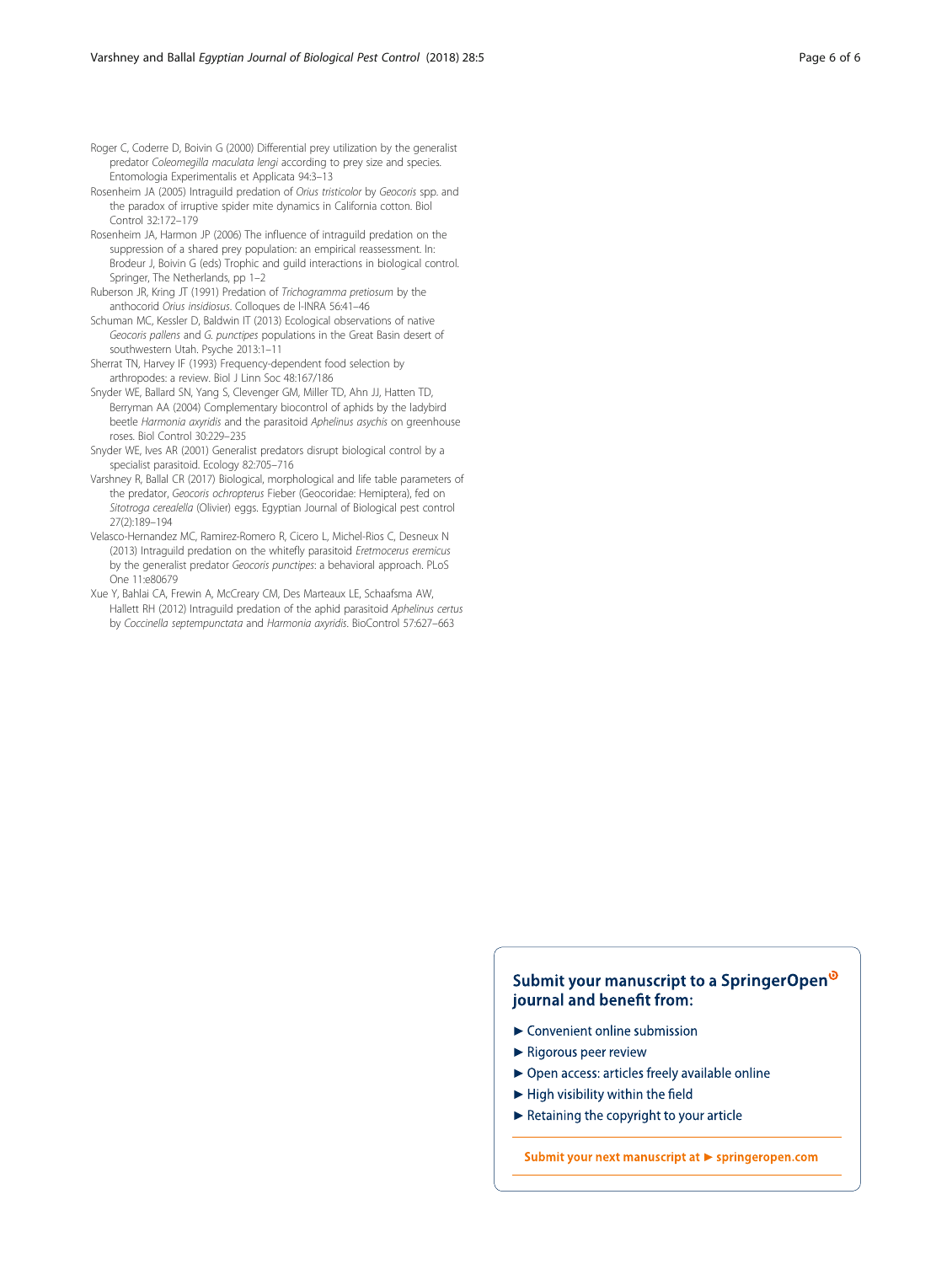Roger C, Coderre D, Boivin G (2000) Differential prey utilization by the generalist predator *Coleomegilla maculata lengi* according to prey size and species. Entomologia Experimentalis et Applicata 94:3–13

Rosenheim JA (2005) Intraguild predation of *Orius tristicolor* by *Geocoris* spp. and the paradox of irruptive spider mite dynamics in California cotton. Biol Control 32:172–179

Rosenheim JA, Harmon JP (2006) The influence of intraguild predation on the suppression of a shared prey population: an empirical reassessment. In: Brodeur J, Boivin G (eds) Trophic and guild interactions in biological control. Springer, The Netherlands, pp 1–2

Ruberson JR, Kring JT (1991) Predation of *Trichogramma pretiosum* by the anthocorid *Orius insidiosus*. Colloques de l-INRA 56:41–46

Schuman MC, Kessler D, Baldwin IT (2013) Ecological observations of native *Geocoris pallens* and *G. punctipes* populations in the Great Basin desert of southwestern Utah. Psyche 2013:1–11

Sherrat TN, Harvey IF (1993) Frequency-dependent food selection by arthropodes: a review. Biol J Linn Soc 48:167/186

Snyder WE, Ballard SN, Yang S, Clevenger GM, Miller TD, Ahn JJ, Hatten TD, Berryman AA (2004) Complementary biocontrol of aphids by the ladybird beetle *Harmonia axyridis* and the parasitoid *Aphelinus asychis* on greenhouse roses. Biol Control 30:229–235

Snyder WE, Ives AR (2001) Generalist predators disrupt biological control by a specialist parasitoid. Ecology 82:705–716

Varshney R, Ballal CR (2017) Biological, morphological and life table parameters of the predator, *Geocoris ochropterus* Fieber (Geocoridae: Hemiptera), fed on *Sitotroga cerealella* (Olivier) eggs. Egyptian Journal of Biological pest control 27(2):189–194

Velasco-Hernandez MC, Ramirez-Romero R, Cicero L, Michel-Rios C, Desneux N (2013) Intraguild predation on the whitefly parasitoid *Eretmocerus eremicus* by the generalist predator *Geocoris punctipes*: a behavioral approach. PLoS One 11:e80679

Xue Y, Bahlai CA, Frewin A, McCreary CM, Des Marteaux LE, Schaafsma AW, Hallett RH (2012) Intraguild predation of the aphid parasitoid *Aphelinus certus* by *Coccinella septempunctata* and *Harmonia axyridis*. BioControl 57:627–663

**Submit your manuscript to a SpringerOpen journal and benefit from:**

- ► Convenient online submission
- ► Rigorous peer review
- ► Open access: articles freely available online
- ► High visibility within the field
- ► Retaining the copyright to your article

**Submit your next manuscript at ► springeropen.com**